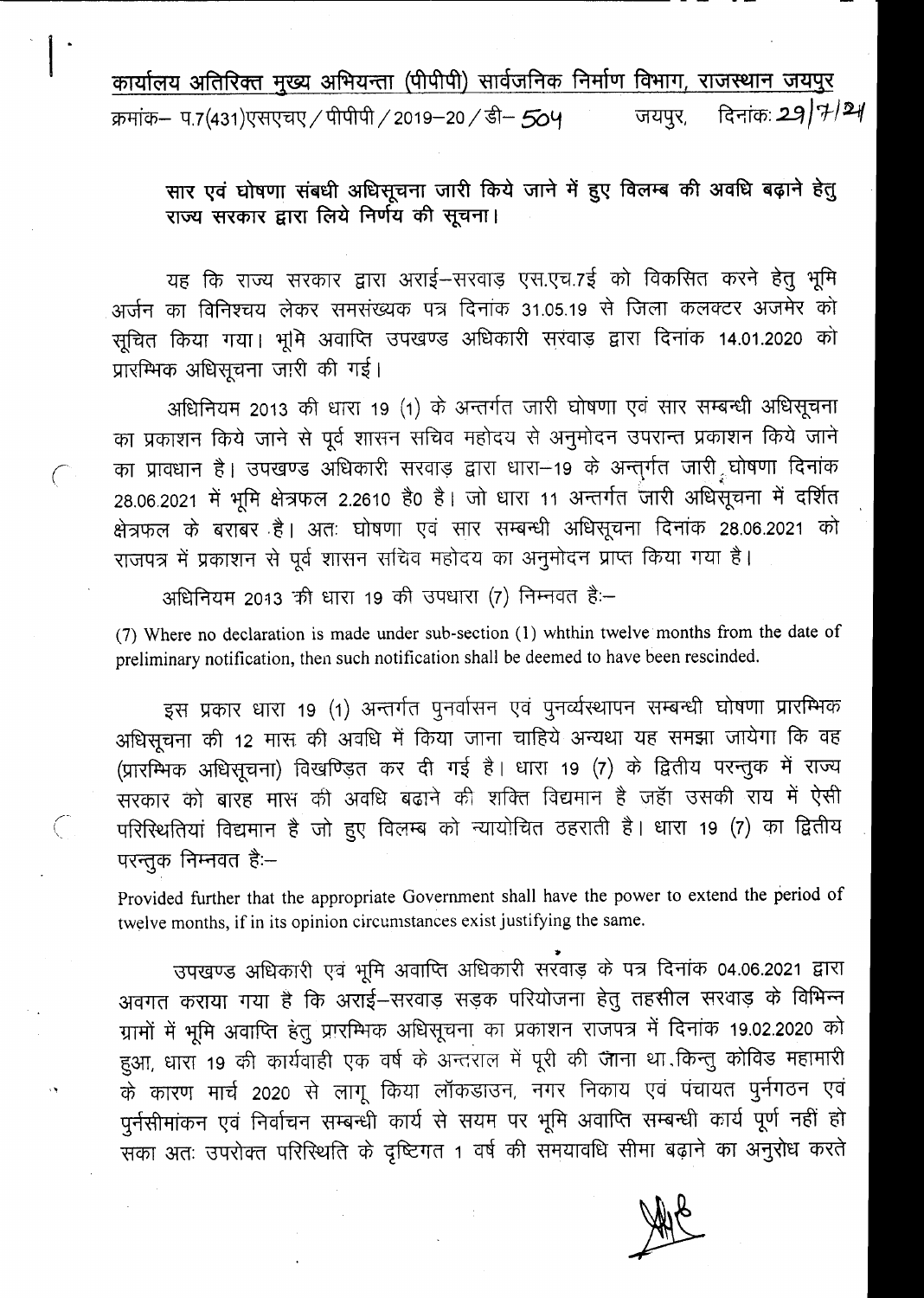**कार्यालय अतिरिक्त मुख्य अभियन्ता (पीपीपी) सार्वजनिक निर्माण विभाग, राजस्थान जयपुर**

क्रमांक– प.7(431)एसएचए/पीपीपी/2019–20/डी– 504 जयपुर, दिनांक: 29/7/21

**सार एवं घोषणा संबंधी अधिसूचना जारी किये जाने में हुए विलम्ब की अवधि बढ़ाने हेतु राज्य सरकार द्वारा लिये निर्णय की सूचना।**

यह कि राज्य सरकार द्वारा अराई–सरवाड़ एस.एच.7ई को विकसित करने हेतु भूमि अर्जन का विनिश्चय लेकर समसंख्यक पत्र दिनांक 31.05.19 से जिला कलक्टर अजमेर को सूचित किया गया। भूमि अवाप्ति उपखण्ड अधिकारी सरवाड़ द्वारा दिनांक 14.01.2020 को प्रारम्भिक अधिसूचना जारी की गई।

अधिनियम 2013 की धारा 19 (1) के अन्तर्गत जारी घोषणा एवं सार सम्बन्धी अधिसूचना का प्रकाशन किये जाने से पूर्व शासन सचिव महोदय से अनुमोदन उपरान्त प्रकाशन किये जाने का प्रावधान है। उपखण्ड अधिकारी सरवाड़ द्वारा धारा–19 के अन्तर्गत जारी घोषणा दिनांक 28.06.2021 में भूमि क्षेत्रफल 2.2610 है0 है। जो धारा 11 अन्तर्गत जारी अधिसूचना में दर्शित क्षेत्रफल के बराबर है। अतः घोषणा एवं सार सम्बन्धी अधिसूचना दिनांक 28.06.2021 को राजपत्र में प्रकाशन से पूर्व शासन सचिव महोदय का अनुमोदन प्राप्त किया गया है।

अधिनियम 2013 की धारा 19 की उपधारा (7) निम्नवत है:–

(7) Where no declaration is made under sub-section (1) whthin twelve months from the date of preliminary notification, then such notification shall be deemed to have been rescinded.

इस प्रकार धारा 19 (1) अन्तर्गत पुनर्वासन एवं पुनर्व्यस्थापन सम्बन्धी घोषणा प्रारम्भिक अधिसूचना की 12 मास की अवधि में किया जाना चाहिये अन्यथा यह समझा जायेगा कि वह (प्रारम्भिक अधिसूचना) विखण्डित कर दी गई है। धारा 19 (7) के द्वितीय परन्तुक में राज्य सरकार को बारह मास की अवधि बढाने की शक्ति विद्यमान है जहाँ उसकी राय में ऐसी परिस्थितियां विद्यमान है जो हुए विलम्ब को न्यायोचित ठहराती है। धारा 19 (7) का द्वितीय परन्तुक निम्नवत है:–

Provided further that the appropriate Government shall have the power to extend the period of twelve months, if in its opinion circumstances exist justifying the same.

उपखण्ड अधिकारी एवं भूमि अवाप्ति अधिकारी सरवाड़ के पत्र दिनांक 04.06.2021 द्वारा अवगत कराया गया है कि अराई–सरवाड़ सड़क परियोजना हेतु तहसील सरवाड़ के विभिन्न ग्रामों में भूमि अवाप्ति हेतु प्रारम्भिक अधिसूचना का प्रकाशन राजपत्र में दिनांक 19.02.2020 को हुआ, धारा 19 की कार्यवाही एक वर्ष के अन्तराल में पूरी की जाना था, किन्तु कोविड महामारी के कारण मार्च 2020 से लागू किया लॉकडाउन, नगर निकाय एवं पंचायत पुर्नगठन एवं पुर्नसीमांकन एवं निर्वाचन सम्बन्धी कार्य से सयम पर भूमि अवाप्ति सम्बन्धी कार्य पूर्ण नहीं हो सका अतः उपरोक्त परिस्थिति के दृष्टिगत 1 वर्ष की समयावधि सीमा बढ़ाने का अनुरोध करते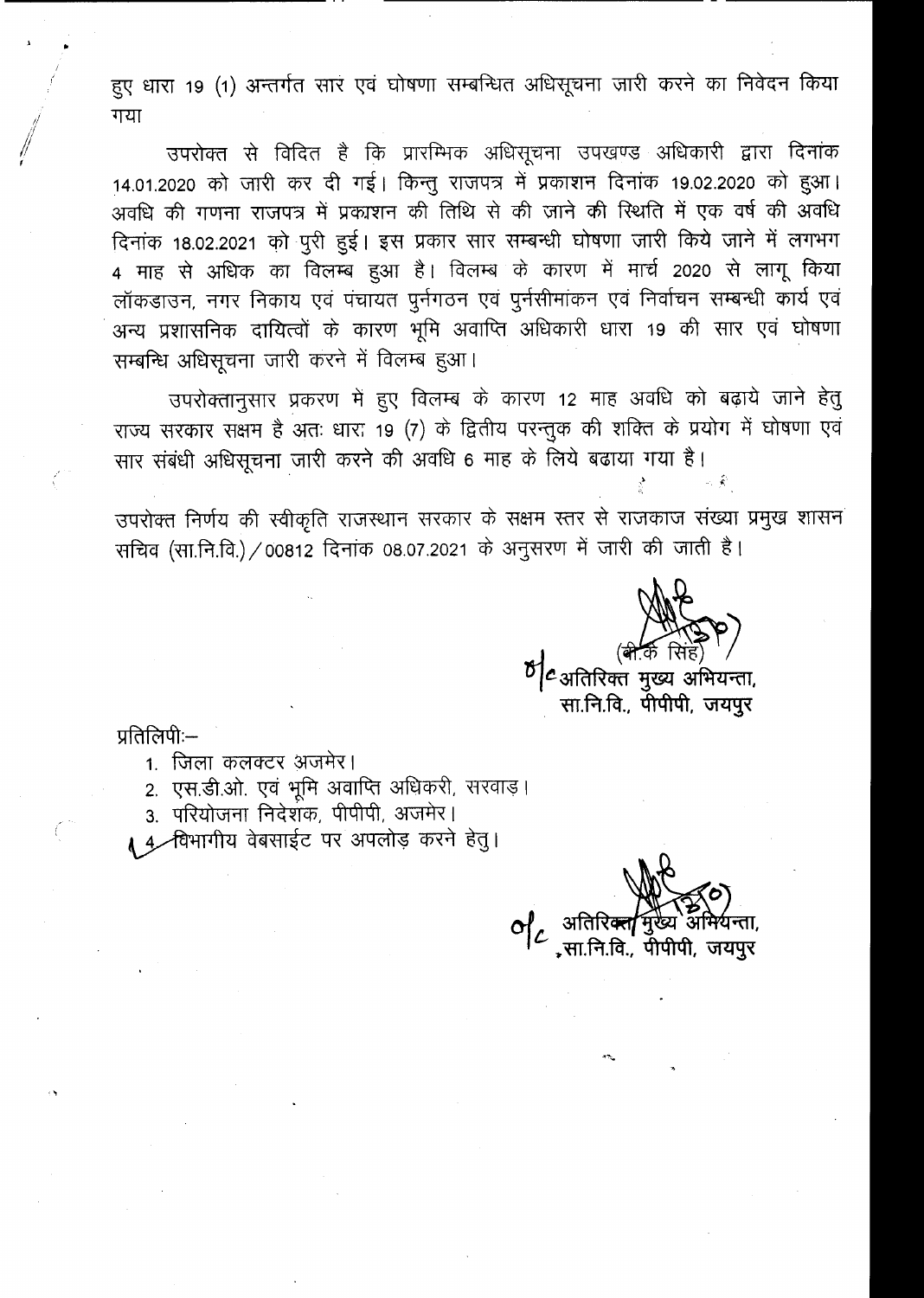हुए धारा 19 (1) अन्तर्गत सार एवं घोषणा सम्बन्धित अधिसूचना जारी करने का निवेदन किया गया

उपरोक्त से विदित है कि प्रारम्भिक अधिसूचना उपखण्ड अधिकारी द्वारा दिनांक 14.01.2020 को जारी कर दी गई। किन्तु राजपत्र में प्रकाशन दिनांक 19.02.2020 को हुआ। अवधि की गणना राजपत्र में प्रकाशन की तिथि से की जाने की स्थिति में एक वर्ष की अवधि दिनांक 18.02.2021 को पुरी हुई। इस प्रकार सार सम्बन्धी घोषणा जारी किये जाने में लगभग 4 माह से अधिक का विलम्ब हुआ है। विलम्ब के कारण में मार्च 2020 से लागू किया लॉकडाउन, नगर निकाय एवं पंचायत पुर्नगठन एवं पुर्नसीमांकन एवं निर्वाचन सम्बन्धी कार्य एवं अन्य प्रशासनिक दायित्वों के कारण भूमि अवाप्ति अधिकारी धारा 19 की सार एवं घोषणा सम्बन्धि अधिसूचना जारी करने में विलम्ब हुआ।

उपरोक्तानुसार प्रकरण में हुए विलम्ब के कारण 12 माह अवधि को बढ़ाये जाने हेतु राज्य सरकार सक्षम है अतः धारा 19 (7) के द्वितीय परन्तुक की शक्ति के प्रयोग में घोषणा एवं सार संबंधी अधिसूचना जारी करने की अवधि 6 माह के लिये बढाया गया है।

उपरोक्त निर्णय की स्वीकृति राजस्थान सरकार के सक्षम स्तर से राजकाज संख्या प्रमुख शासन सचिव (सा.नि.वि.)/00812 दिनांक 08.07.2021 के अनुसरण में जारी की जाती है।

(बी.के सिंह)
o/c अतिरिक्त मुख्य अभियन्ता,
सा.नि.वि., पीपीपी, जयपुर

प्रतिलिपिः—

1. जिला कलक्टर अजमेर।
2. एस.डी.ओ. एवं भूमि अवाप्ति अधिकरी, सरवाड़।
3. परियोजना निदेशक, पीपीपी, अजमेर।
4. विभागीय वेबसाईट पर अपलोड़ करने हेतु।

o/c अतिरिक्त मुख्य अभियन्ता,
सा.नि.वि., पीपीपी, जयपुर